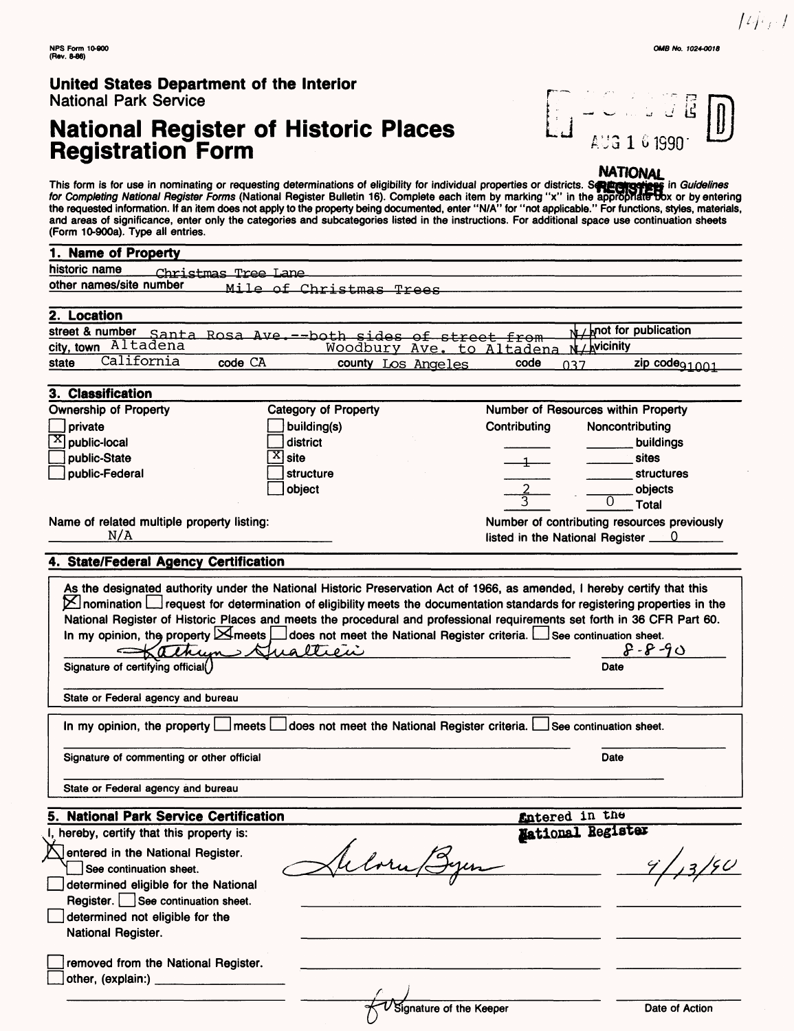NPS Form 10-900
(Rev. 8-86)

OMB No. 1024-0018

**United States Department of the Interior**
National Park Service

# National Register of Historic Places Registration Form

RECEIVED
AUG 1 6 1990
NATIONAL REGISTER

This form is for use in nominating or requesting determinations of eligibility for individual properties or districts. See instructions in *Guidelines for Completing National Register Forms* (National Register Bulletin 16). Complete each item by marking "x" in the appropriate box or by entering the requested information. If an item does not apply to the property being documented, enter "N/A" for "not applicable." For functions, styles, materials, and areas of significance, enter only the categories and subcategories listed in the instructions. For additional space use continuation sheets (Form 10-900a). Type all entries.

## 1. Name of Property

historic name: Christmas Tree Lane
other names/site number: Mile of Christmas Trees

## 2. Location

street & number: Santa Rosa Ave.--both sides of street from Woodbury Ave. to Altadena — N/A not for publication
city, town: Altadena — N/A vicinity
state: California code CA county: Los Angeles code 037 zip code 91001

## 3. Classification

| Ownership of Property | Category of Property | Number of Resources within Property | | |
|---|---|---|---|---|
| | | Contributing | Noncontributing | |
| ☐ private | ☐ building(s) | | | buildings |
| ☒ public-local | ☐ district | 1 | | sites |
| ☐ public-State | ☒ site | | | structures |
| ☐ public-Federal | ☐ structure | 2 | | objects |
| | ☐ object | 3 | 0 | Total |

Name of related multiple property listing: N/A

Number of contributing resources previously listed in the National Register 0

## 4. State/Federal Agency Certification

As the designated authority under the National Historic Preservation Act of 1966, as amended, I hereby certify that this ☒ nomination ☐ request for determination of eligibility meets the documentation standards for registering properties in the National Register of Historic Places and meets the procedural and professional requirements set forth in 36 CFR Part 60. In my opinion, the property ☒ meets ☐ does not meet the National Register criteria. ☐ See continuation sheet.

Kathryn Gualtieri — 8-8-90
Signature of certifying official — Date

State or Federal agency and bureau

In my opinion, the property ☐ meets ☐ does not meet the National Register criteria. ☐ See continuation sheet.

Signature of commenting or other official — Date

State or Federal agency and bureau

## 5. National Park Service Certification

I, hereby, certify that this property is:

- ☒ entered in the National Register. ☐ See continuation sheet.
- ☐ determined eligible for the National Register. ☐ See continuation sheet.
- ☐ determined not eligible for the National Register.
- ☐ removed from the National Register.
- ☐ other, (explain:)

Entered in the National Register

Delores Byers — 9/13/90

Signature of the Keeper — Date of Action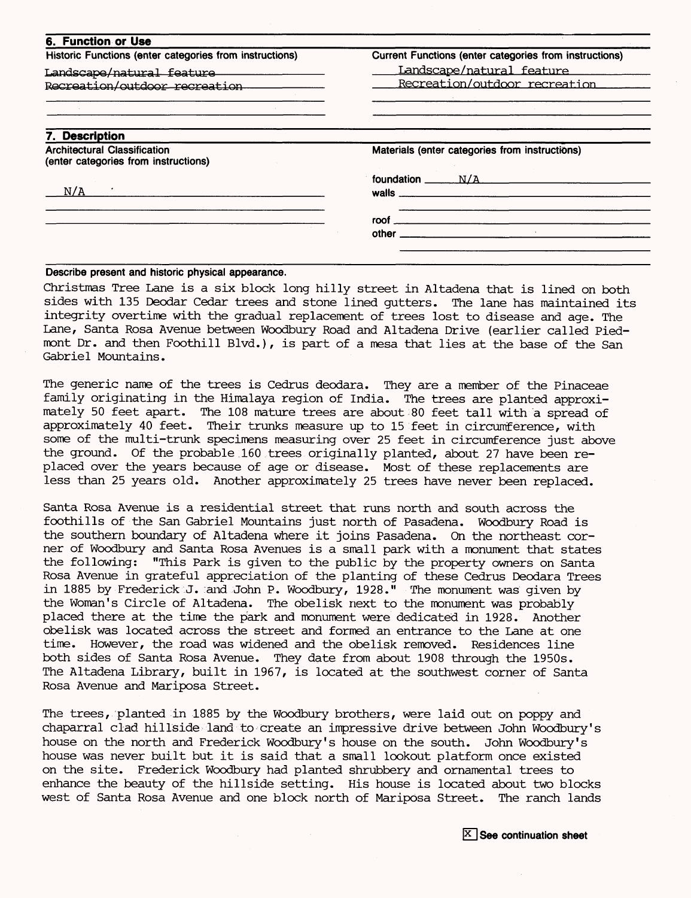## 6. Function or Use

| Historic Functions (enter categories from instructions) | Current Functions (enter categories from instructions) |
|---|---|
| Landscape/natural feature | Landscape/natural feature |
| Recreation/outdoor recreation | Recreation/outdoor recreation |

## 7. Description

| Architectural Classification (enter categories from instructions) | Materials (enter categories from instructions) |
|---|---|
| N/A | foundation N/A |
| | walls |
| | roof |
| | other |

**Describe present and historic physical appearance.**

Christmas Tree Lane is a six block long hilly street in Altadena that is lined on both sides with 135 Deodar Cedar trees and stone lined gutters. The lane has maintained its integrity overtime with the gradual replacement of trees lost to disease and age. The Lane, Santa Rosa Avenue between Woodbury Road and Altadena Drive (earlier called Piedmont Dr. and then Foothill Blvd.), is part of a mesa that lies at the base of the San Gabriel Mountains.

The generic name of the trees is Cedrus deodara. They are a member of the Pinaceae family originating in the Himalaya region of India. The trees are planted approximately 50 feet apart. The 108 mature trees are about 80 feet tall with a spread of approximately 40 feet. Their trunks measure up to 15 feet in circumference, with some of the multi-trunk specimens measuring over 25 feet in circumference just above the ground. Of the probable 160 trees originally planted, about 27 have been replaced over the years because of age or disease. Most of these replacements are less than 25 years old. Another approximately 25 trees have never been replaced.

Santa Rosa Avenue is a residential street that runs north and south across the foothills of the San Gabriel Mountains just north of Pasadena. Woodbury Road is the southern boundary of Altadena where it joins Pasadena. On the northeast corner of Woodbury and Santa Rosa Avenues is a small park with a monument that states the following: "This Park is given to the public by the property owners on Santa Rosa Avenue in grateful appreciation of the planting of these Cedrus Deodara Trees in 1885 by Frederick J. and John P. Woodbury, 1928." The monument was given by the Woman's Circle of Altadena. The obelisk next to the monument was probably placed there at the time the park and monument were dedicated in 1928. Another obelisk was located across the street and formed an entrance to the Lane at one time. However, the road was widened and the obelisk removed. Residences line both sides of Santa Rosa Avenue. They date from about 1908 through the 1950s. The Altadena Library, built in 1967, is located at the southwest corner of Santa Rosa Avenue and Mariposa Street.

The trees, planted in 1885 by the Woodbury brothers, were laid out on poppy and chaparral clad hillside land to create an impressive drive between John Woodbury's house on the north and Frederick Woodbury's house on the south. John Woodbury's house was never built but it is said that a small lookout platform once existed on the site. Frederick Woodbury had planted shrubbery and ornamental trees to enhance the beauty of the hillside setting. His house is located about two blocks west of Santa Rosa Avenue and one block north of Mariposa Street. The ranch lands

[X] See continuation sheet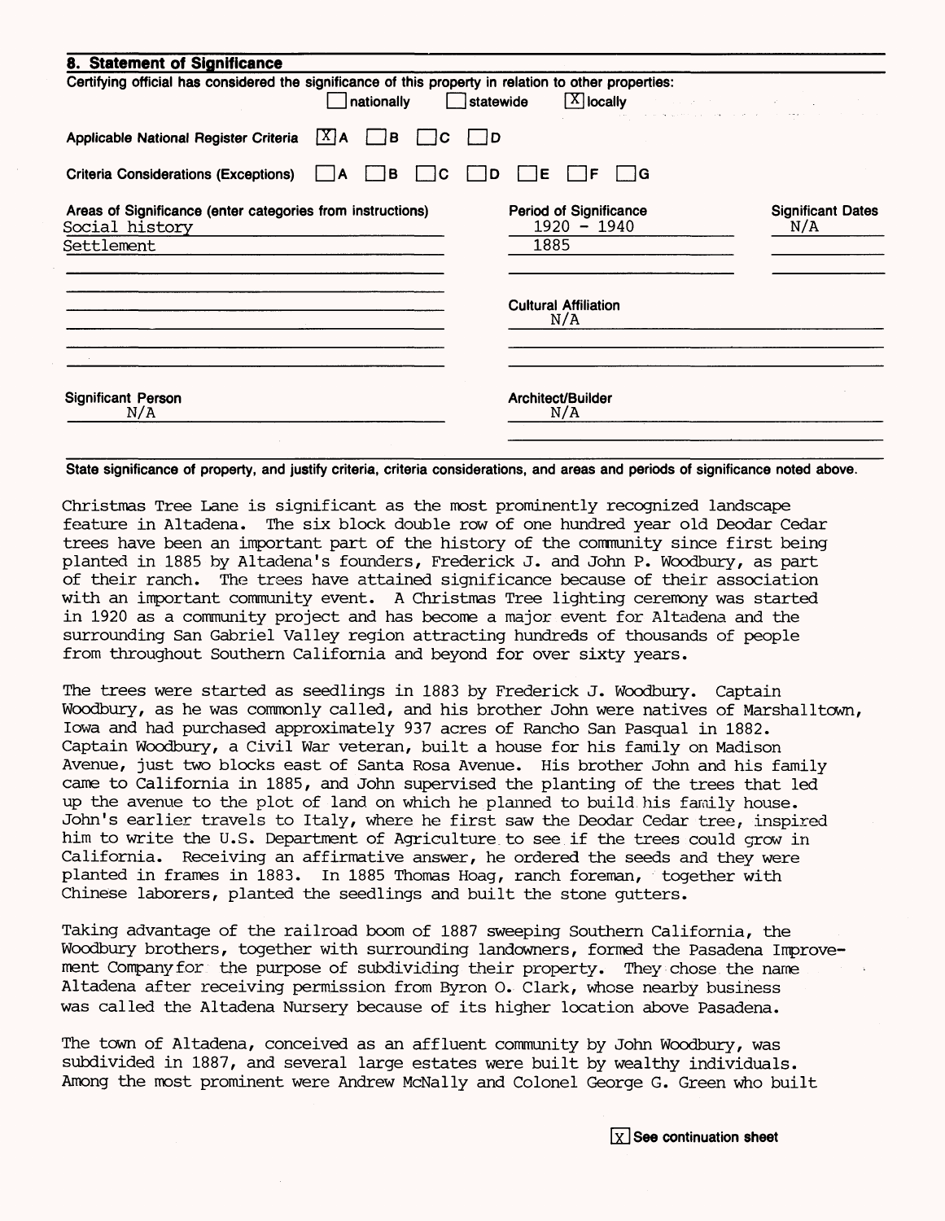## 8. Statement of Significance

Certifying official has considered the significance of this property in relation to other properties:

[ ] nationally [ ] statewide [X] locally

Applicable National Register Criteria [X] A [ ] B [ ] C [ ] D

Criteria Considerations (Exceptions) [ ] A [ ] B [ ] C [ ] D [ ] E [ ] F [ ] G

| Areas of Significance (enter categories from instructions) | Period of Significance | Significant Dates |
|---|---|---|
| Social history | 1920 - 1940 | N/A |
| Settlement | 1885 | |

**Cultural Affiliation**
N/A

**Significant Person**
N/A

**Architect/Builder**
N/A

**State significance of property, and justify criteria, criteria considerations, and areas and periods of significance noted above.**

Christmas Tree Lane is significant as the most prominently recognized landscape feature in Altadena. The six block double row of one hundred year old Deodar Cedar trees have been an important part of the history of the community since first being planted in 1885 by Altadena's founders, Frederick J. and John P. Woodbury, as part of their ranch. The trees have attained significance because of their association with an important community event. A Christmas Tree lighting ceremony was started in 1920 as a community project and has become a major event for Altadena and the surrounding San Gabriel Valley region attracting hundreds of thousands of people from throughout Southern California and beyond for over sixty years.

The trees were started as seedlings in 1883 by Frederick J. Woodbury. Captain Woodbury, as he was commonly called, and his brother John were natives of Marshalltown, Iowa and had purchased approximately 937 acres of Rancho San Pasqual in 1882. Captain Woodbury, a Civil War veteran, built a house for his family on Madison Avenue, just two blocks east of Santa Rosa Avenue. His brother John and his family came to California in 1885, and John supervised the planting of the trees that led up the avenue to the plot of land on which he planned to build his family house. John's earlier travels to Italy, where he first saw the Deodar Cedar tree, inspired him to write the U.S. Department of Agriculture to see if the trees could grow in California. Receiving an affirmative answer, he ordered the seeds and they were planted in frames in 1883. In 1885 Thomas Hoag, ranch foreman, together with Chinese laborers, planted the seedlings and built the stone gutters.

Taking advantage of the railroad boom of 1887 sweeping Southern California, the Woodbury brothers, together with surrounding landowners, formed the Pasadena Improvement Company for the purpose of subdividing their property. They chose the name Altadena after receiving permission from Byron O. Clark, whose nearby business was called the Altadena Nursery because of its higher location above Pasadena.

The town of Altadena, conceived as an affluent community by John Woodbury, was subdivided in 1887, and several large estates were built by wealthy individuals. Among the most prominent were Andrew McNally and Colonel George G. Green who built

[X] See continuation sheet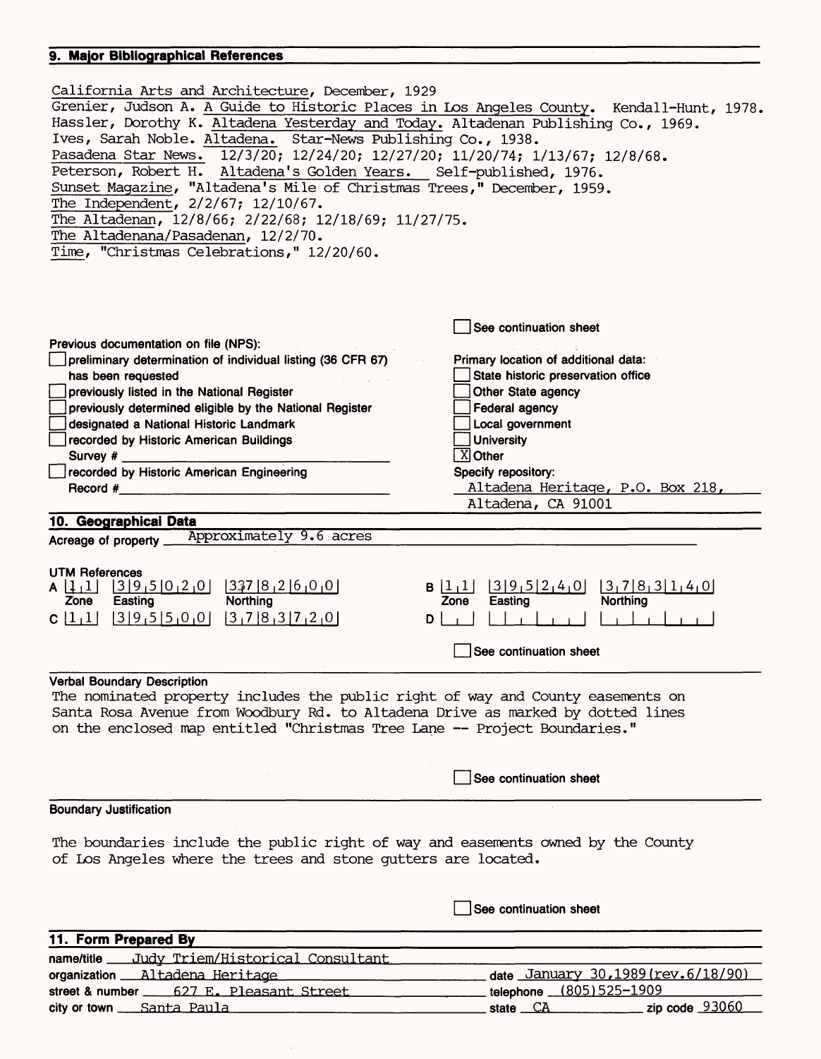## 9. Major Bibliographical References

California Arts and Architecture, December, 1929
Grenier, Judson A. A Guide to Historic Places in Los Angeles County. Kendall-Hunt, 1978.
Hassler, Dorothy K. Altadena Yesterday and Today. Altadenan Publishing Co., 1969.
Ives, Sarah Noble. Altadena. Star-News Publishing Co., 1938.
Pasadena Star News. 12/3/20; 12/24/20; 12/27/20; 11/20/74; 1/13/67; 12/8/68.
Peterson, Robert H. Altadena's Golden Years. Self-published, 1976.
Sunset Magazine, "Altadena's Mile of Christmas Trees," December, 1959.
The Independent, 2/2/67; 12/10/67.
The Altadenan, 12/8/66; 2/22/68; 12/18/69; 11/27/75.
The Altadenana/Pasadenan, 12/2/70.
Time, "Christmas Celebrations," 12/20/60.

☐ See continuation sheet

Previous documentation on file (NPS):
☐ preliminary determination of individual listing (36 CFR 67) has been requested
☐ previously listed in the National Register
☐ previously determined eligible by the National Register
☐ designated a National Historic Landmark
☐ recorded by Historic American Buildings Survey # \_\_\_\_\_\_\_\_
☐ recorded by Historic American Engineering Record # \_\_\_\_\_\_\_\_

Primary location of additional data:
☐ State historic preservation office
☐ Other State agency
☐ Federal agency
☐ Local government
☐ University
☒ Other
Specify repository:
Altadena Heritage, P.O. Box 218, Altadena, CA 91001

## 10. Geographical Data

Acreage of property: Approximately 9.6 acres

UTM References

| | Zone | Easting | Northing |
|---|---|---|---|
| A | 11 | 395020 | 3378260 |
| B | 11 | 395240 | 3783140 |
| C | 11 | 395500 | 3783720 |
| D | | | |

☐ See continuation sheet

**Verbal Boundary Description**

The nominated property includes the public right of way and County easements on Santa Rosa Avenue from Woodbury Rd. to Altadena Drive as marked by dotted lines on the enclosed map entitled "Christmas Tree Lane -- Project Boundaries."

☐ See continuation sheet

**Boundary Justification**

The boundaries include the public right of way and easements owned by the County of Los Angeles where the trees and stone gutters are located.

☐ See continuation sheet

## 11. Form Prepared By

name/title: Judy Triem/Historical Consultant
organization: Altadena Heritage — date: January 30,1989(rev.6/18/90)
street & number: 627 E. Pleasant Street — telephone: (805)525-1909
city or town: Santa Paula — state: CA — zip code: 93060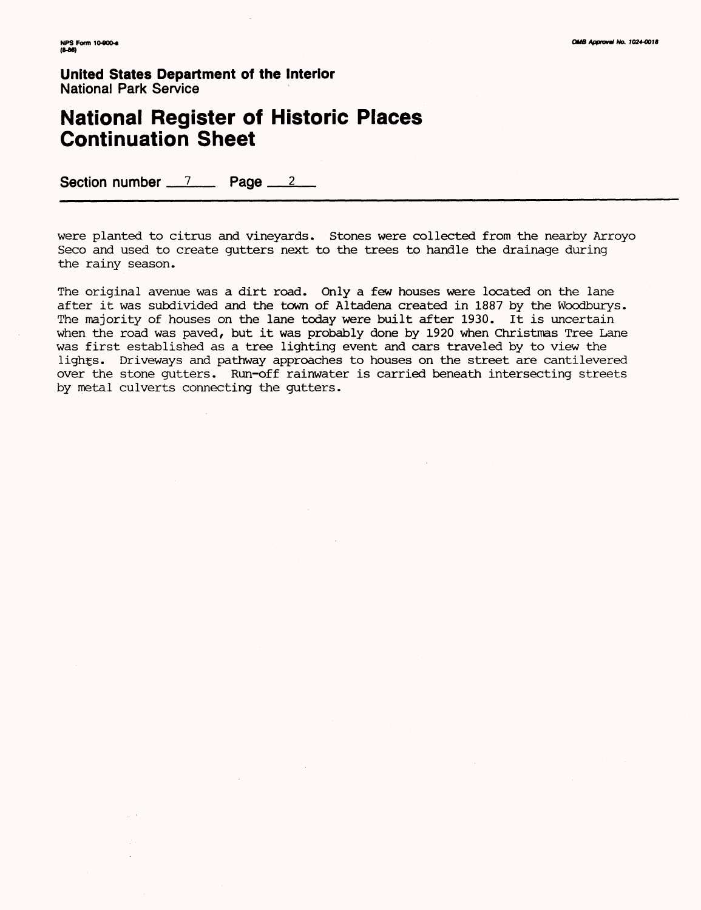NPS Form 10-900-a
(8-86)

OMB Approval No. 1024-0018

**United States Department of the Interior**
National Park Service

# National Register of Historic Places Continuation Sheet

**Section number** 7 **Page** 2

were planted to citrus and vineyards. Stones were collected from the nearby Arroyo Seco and used to create gutters next to the trees to handle the drainage during the rainy season.

The original avenue was a dirt road. Only a few houses were located on the lane after it was subdivided and the town of Altadena created in 1887 by the Woodburys. The majority of houses on the lane today were built after 1930. It is uncertain when the road was paved, but it was probably done by 1920 when Christmas Tree Lane was first established as a tree lighting event and cars traveled by to view the lights. Driveways and pathway approaches to houses on the street are cantilevered over the stone gutters. Run-off rainwater is carried beneath intersecting streets by metal culverts connecting the gutters.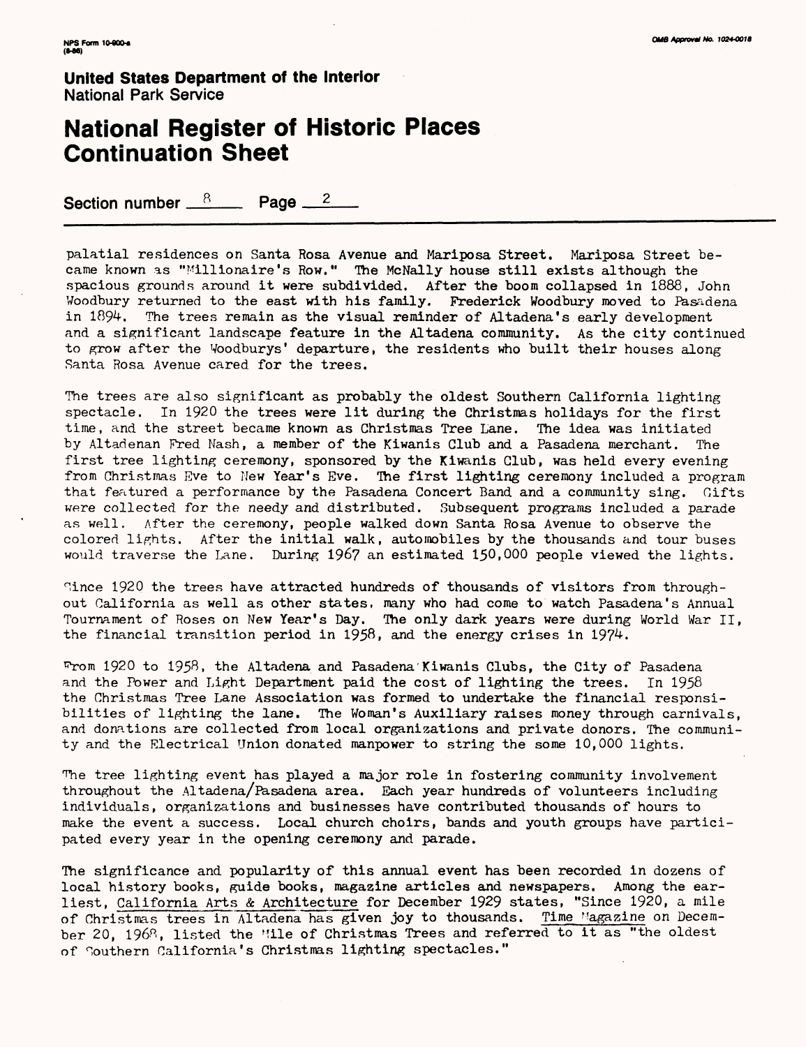**United States Department of the Interior**
National Park Service

# National Register of Historic Places Continuation Sheet

Section number 8 Page 2

palatial residences on Santa Rosa Avenue and Mariposa Street. Mariposa Street became known as "Millionaire's Row." The McNally house still exists although the spacious grounds around it were subdivided. After the boom collapsed in 1888, John Woodbury returned to the east with his family. Frederick Woodbury moved to Pasadena in 1894. The trees remain as the visual reminder of Altadena's early development and a significant landscape feature in the Altadena community. As the city continued to grow after the Woodburys' departure, the residents who built their houses along Santa Rosa Avenue cared for the trees.

The trees are also significant as probably the oldest Southern California lighting spectacle. In 1920 the trees were lit during the Christmas holidays for the first time, and the street became known as Christmas Tree Lane. The idea was initiated by Altadenan Fred Nash, a member of the Kiwanis Club and a Pasadena merchant. The first tree lighting ceremony, sponsored by the Kiwanis Club, was held every evening from Christmas Eve to New Year's Eve. The first lighting ceremony included a program that featured a performance by the Pasadena Concert Band and a community sing. Gifts were collected for the needy and distributed. Subsequent programs included a parade as well. After the ceremony, people walked down Santa Rosa Avenue to observe the colored lights. After the initial walk, automobiles by the thousands and tour buses would traverse the Lane. During 1967 an estimated 150,000 people viewed the lights.

Since 1920 the trees have attracted hundreds of thousands of visitors from throughout California as well as other states, many who had come to watch Pasadena's Annual Tournament of Roses on New Year's Day. The only dark years were during World War II, the financial transition period in 1958, and the energy crises in 1974.

From 1920 to 1958, the Altadena and Pasadena Kiwanis Clubs, the City of Pasadena and the Power and Light Department paid the cost of lighting the trees. In 1958 the Christmas Tree Lane Association was formed to undertake the financial responsibilities of lighting the lane. The Woman's Auxiliary raises money through carnivals, and donations are collected from local organizations and private donors. The community and the Electrical Union donated manpower to string the some 10,000 lights.

The tree lighting event has played a major role in fostering community involvement throughout the Altadena/Pasadena area. Each year hundreds of volunteers including individuals, organizations and businesses have contributed thousands of hours to make the event a success. Local church choirs, bands and youth groups have participated every year in the opening ceremony and parade.

The significance and popularity of this annual event has been recorded in dozens of local history books, guide books, magazine articles and newspapers. Among the earliest, California Arts & Architecture for December 1929 states, "Since 1920, a mile of Christmas trees in Altadena has given joy to thousands. Time Magazine on December 20, 1968, listed the Mile of Christmas Trees and referred to it as "the oldest of Southern California's Christmas lighting spectacles."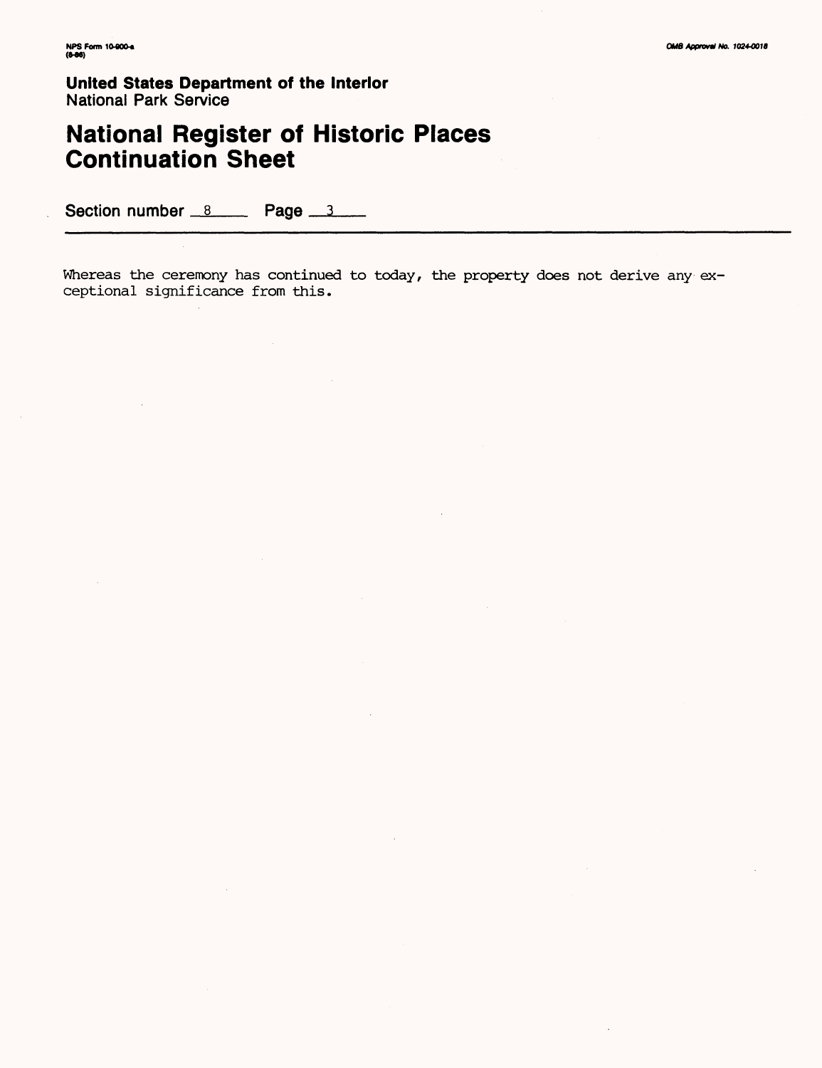**United States Department of the Interior**
National Park Service

# National Register of Historic Places Continuation Sheet

Section number 8 Page 3

Whereas the ceremony has continued to today, the property does not derive any exceptional significance from this.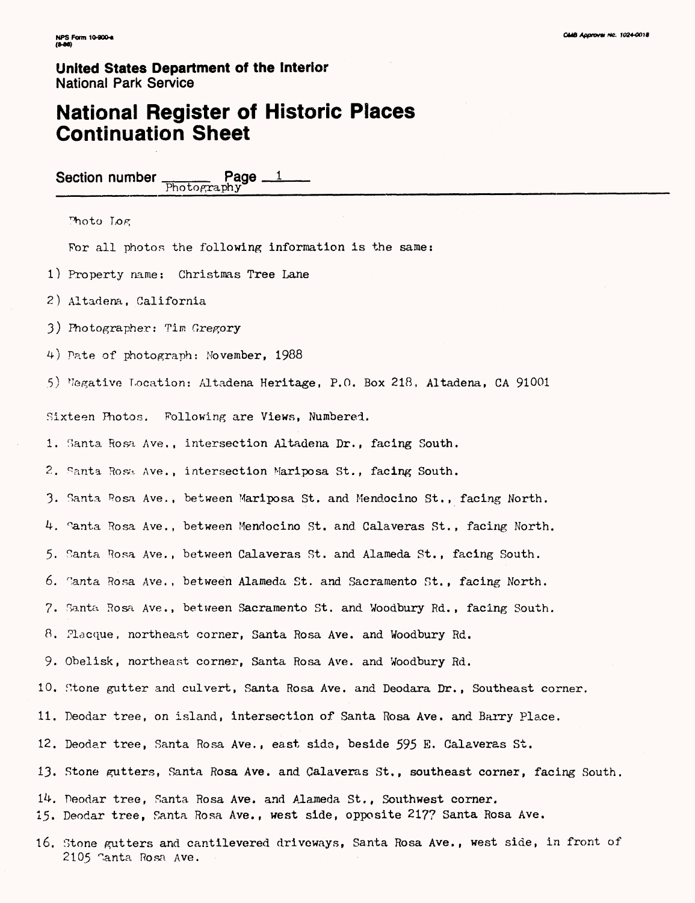United States Department of the Interior
National Park Service

# National Register of Historic Places Continuation Sheet

Section number Photography Page 1

Photo Log

For all photos the following information is the same:

1) Property name: Christmas Tree Lane
2) Altadena, California
3) Photographer: Tim Gregory
4) Date of photograph: November, 1988
5) Negative Location: Altadena Heritage, P.O. Box 218, Altadena, CA 91001

Sixteen Photos. Following are Views, Numbered.

1. Santa Rosa Ave., intersection Altadena Dr., facing South.
2. Santa Rosa Ave., intersection Mariposa St., facing South.
3. Santa Rosa Ave., between Mariposa St. and Mendocino St., facing North.
4. Santa Rosa Ave., between Mendocino St. and Calaveras St., facing North.
5. Santa Rosa Ave., between Calaveras St. and Alameda St., facing South.
6. Santa Rosa Ave., between Alameda St. and Sacramento St., facing North.
7. Santa Rosa Ave., between Sacramento St. and Woodbury Rd., facing South.
8. Placque, northeast corner, Santa Rosa Ave. and Woodbury Rd.
9. Obelisk, northeast corner, Santa Rosa Ave. and Woodbury Rd.
10. Stone gutter and culvert, Santa Rosa Ave. and Deodara Dr., Southeast corner.
11. Deodar tree, on island, intersection of Santa Rosa Ave. and Barry Place.
12. Deodar tree, Santa Rosa Ave., east side, beside 595 E. Calaveras St.
13. Stone gutters, Santa Rosa Ave. and Calaveras St., southeast corner, facing South.
14. Deodar tree, Santa Rosa Ave. and Alameda St., Southwest corner.
15. Deodar tree, Santa Rosa Ave., west side, opposite 2177 Santa Rosa Ave.
16. Stone gutters and cantilevered driveways, Santa Rosa Ave., west side, in front of 2105 Santa Rosa Ave.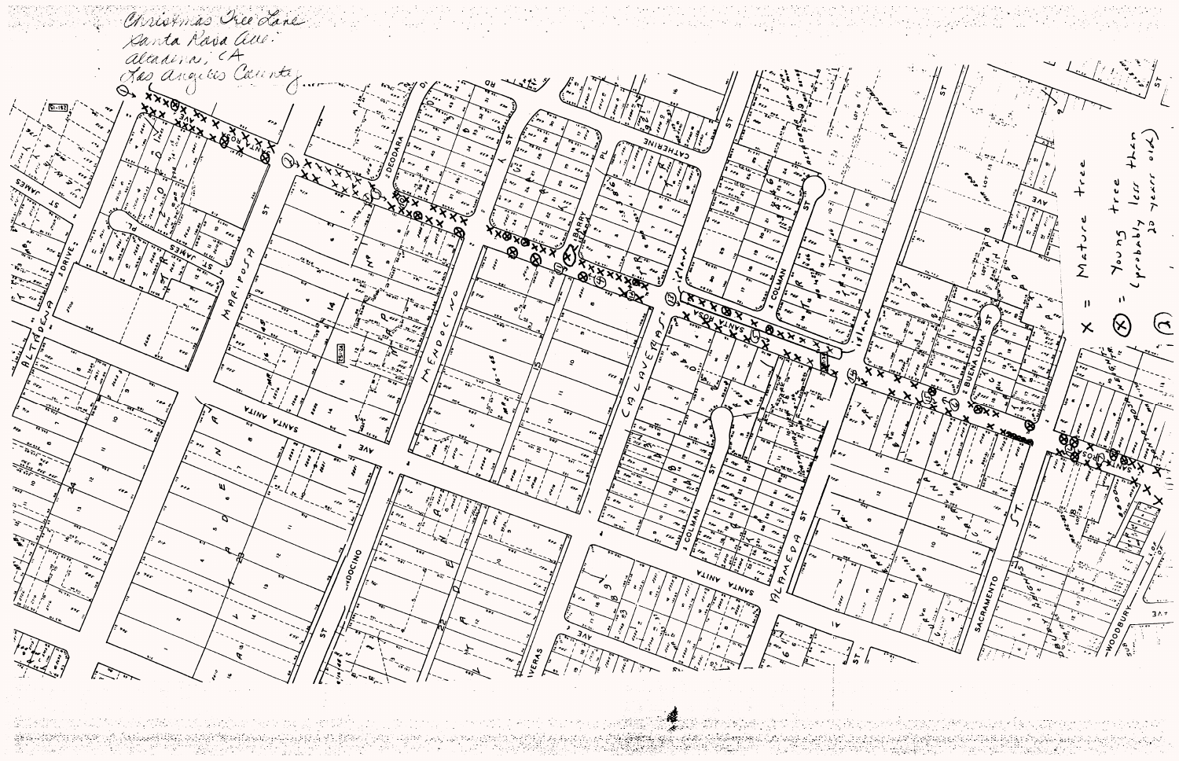Christmas Tree Lane
Santa Rosa Ave.
Altadena, CA
Los Angeles County

X = Mature tree

⊗ = Young tree (probably less than 20 years old)

(2)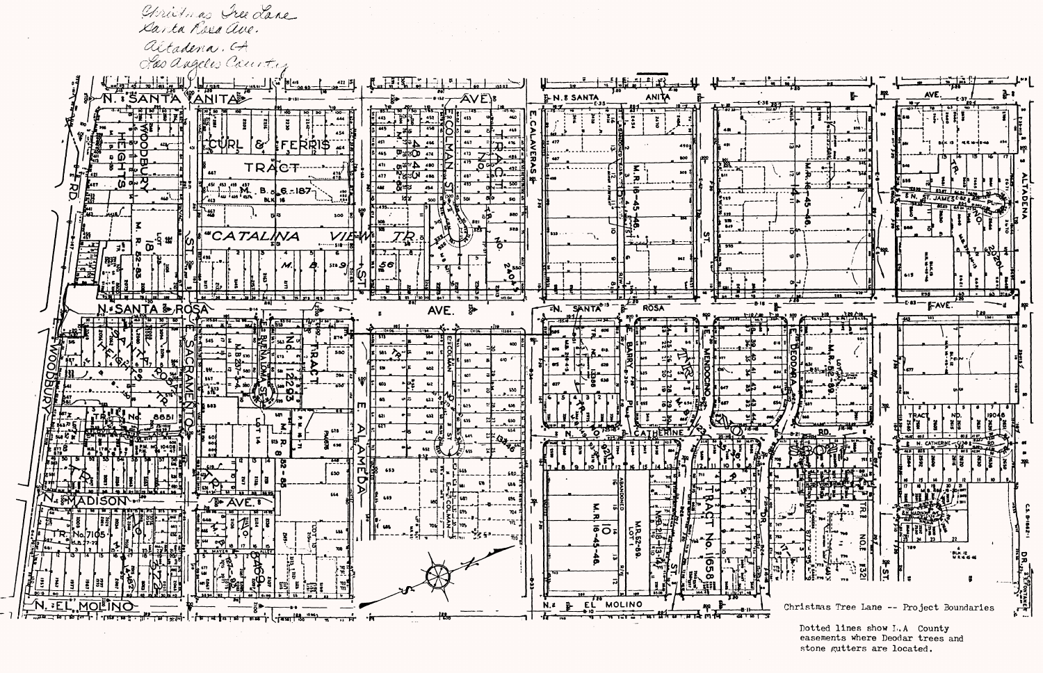Christmas Tree Lane
Santa Rosa Ave.
Altadena, CA
Los Angeles County

Christmas Tree Lane -- Project Boundaries

Dotted lines show L.A County easements where Deodar trees and stone gutters are located.